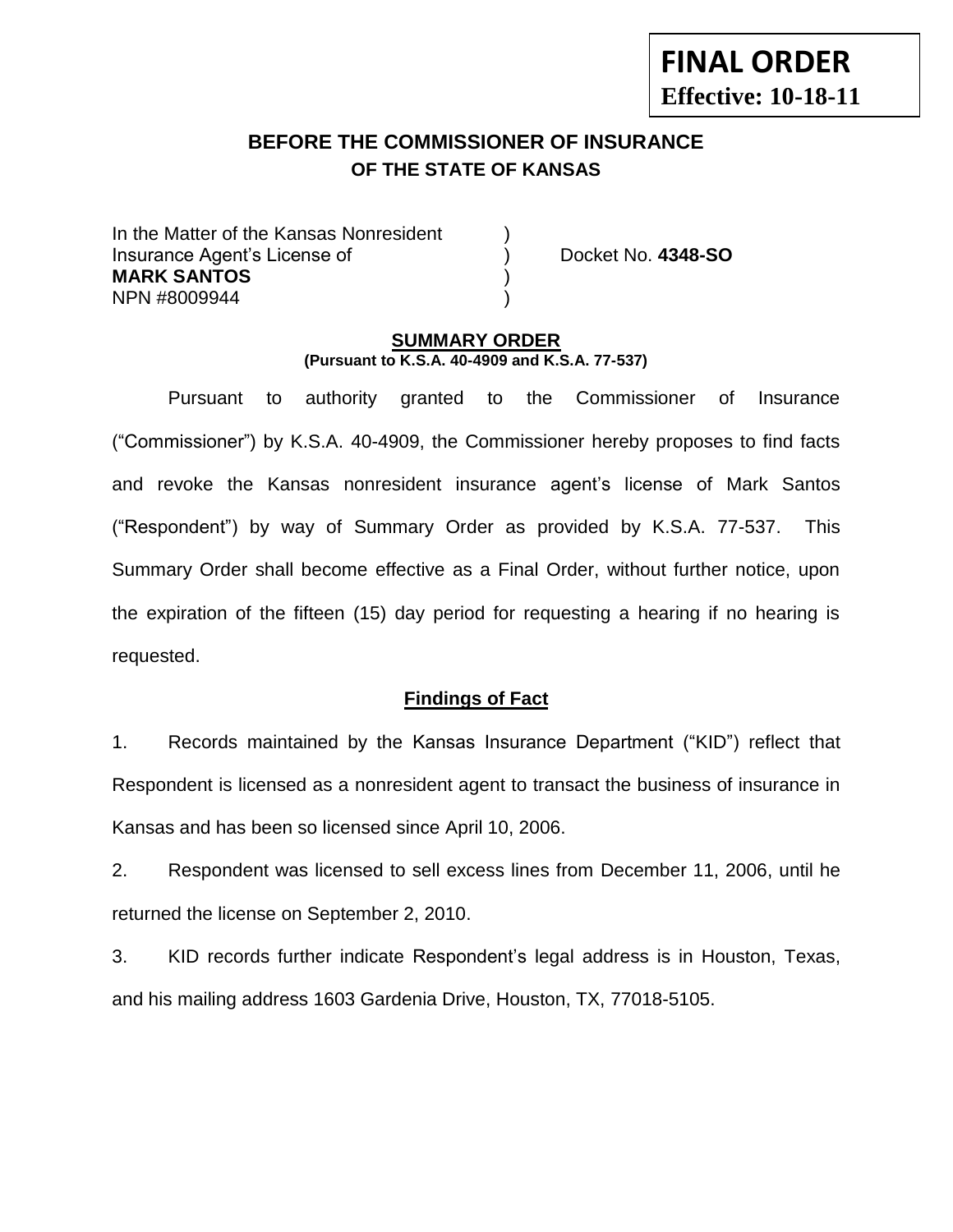**FINAL ORDER**
**Effective: 10-18-11**

# BEFORE THE COMMISSIONER OF INSURANCE
## OF THE STATE OF KANSAS

In the Matter of the Kansas Nonresident )
Insurance Agent's License of ) Docket No. **4348-SO**
**MARK SANTOS** )
NPN #8009944 )

**SUMMARY ORDER**
**(Pursuant to K.S.A. 40-4909 and K.S.A. 77-537)**

Pursuant to authority granted to the Commissioner of Insurance ("Commissioner") by K.S.A. 40-4909, the Commissioner hereby proposes to find facts and revoke the Kansas nonresident insurance agent's license of Mark Santos ("Respondent") by way of Summary Order as provided by K.S.A. 77-537. This Summary Order shall become effective as a Final Order, without further notice, upon the expiration of the fifteen (15) day period for requesting a hearing if no hearing is requested.

**Findings of Fact**

1. Records maintained by the Kansas Insurance Department ("KID") reflect that Respondent is licensed as a nonresident agent to transact the business of insurance in Kansas and has been so licensed since April 10, 2006.

2. Respondent was licensed to sell excess lines from December 11, 2006, until he returned the license on September 2, 2010.

3. KID records further indicate Respondent's legal address is in Houston, Texas, and his mailing address 1603 Gardenia Drive, Houston, TX, 77018-5105.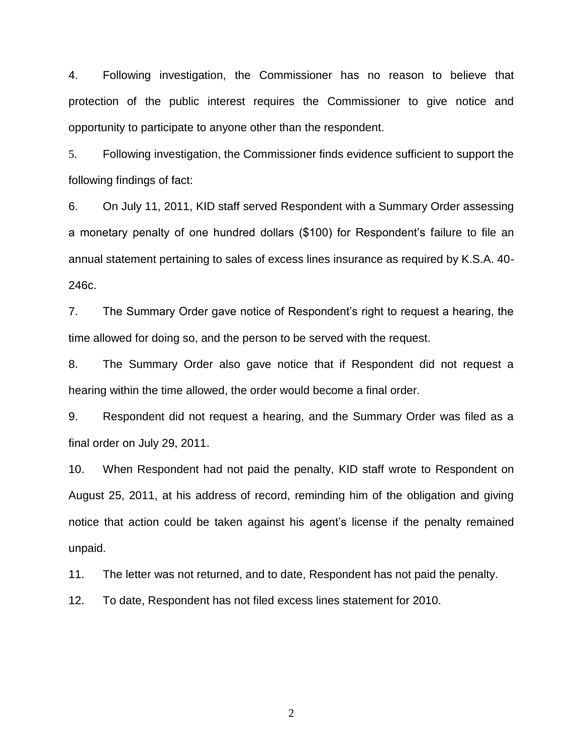4. Following investigation, the Commissioner has no reason to believe that protection of the public interest requires the Commissioner to give notice and opportunity to participate to anyone other than the respondent.

5. Following investigation, the Commissioner finds evidence sufficient to support the following findings of fact:

6. On July 11, 2011, KID staff served Respondent with a Summary Order assessing a monetary penalty of one hundred dollars ($100) for Respondent's failure to file an annual statement pertaining to sales of excess lines insurance as required by K.S.A. 40-246c.

7. The Summary Order gave notice of Respondent's right to request a hearing, the time allowed for doing so, and the person to be served with the request.

8. The Summary Order also gave notice that if Respondent did not request a hearing within the time allowed, the order would become a final order.

9. Respondent did not request a hearing, and the Summary Order was filed as a final order on July 29, 2011.

10. When Respondent had not paid the penalty, KID staff wrote to Respondent on August 25, 2011, at his address of record, reminding him of the obligation and giving notice that action could be taken against his agent's license if the penalty remained unpaid.

11. The letter was not returned, and to date, Respondent has not paid the penalty.

12. To date, Respondent has not filed excess lines statement for 2010.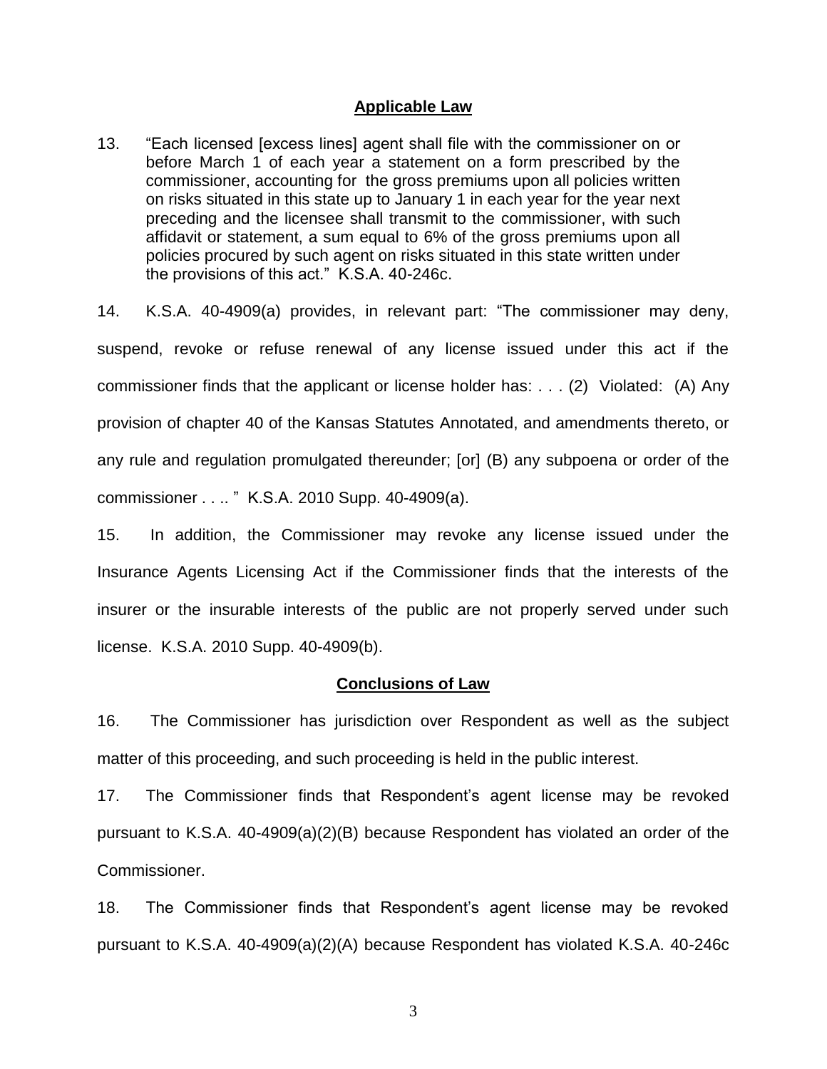## Applicable Law

13. "Each licensed [excess lines] agent shall file with the commissioner on or before March 1 of each year a statement on a form prescribed by the commissioner, accounting for the gross premiums upon all policies written on risks situated in this state up to January 1 in each year for the year next preceding and the licensee shall transmit to the commissioner, with such affidavit or statement, a sum equal to 6% of the gross premiums upon all policies procured by such agent on risks situated in this state written under the provisions of this act." K.S.A. 40-246c.

14. K.S.A. 40-4909(a) provides, in relevant part: "The commissioner may deny, suspend, revoke or refuse renewal of any license issued under this act if the commissioner finds that the applicant or license holder has: . . . (2) Violated: (A) Any provision of chapter 40 of the Kansas Statutes Annotated, and amendments thereto, or any rule and regulation promulgated thereunder; [or] (B) any subpoena or order of the commissioner . . .. " K.S.A. 2010 Supp. 40-4909(a).

15. In addition, the Commissioner may revoke any license issued under the Insurance Agents Licensing Act if the Commissioner finds that the interests of the insurer or the insurable interests of the public are not properly served under such license. K.S.A. 2010 Supp. 40-4909(b).

## Conclusions of Law

16. The Commissioner has jurisdiction over Respondent as well as the subject matter of this proceeding, and such proceeding is held in the public interest.

17. The Commissioner finds that Respondent's agent license may be revoked pursuant to K.S.A. 40-4909(a)(2)(B) because Respondent has violated an order of the Commissioner.

18. The Commissioner finds that Respondent's agent license may be revoked pursuant to K.S.A. 40-4909(a)(2)(A) because Respondent has violated K.S.A. 40-246c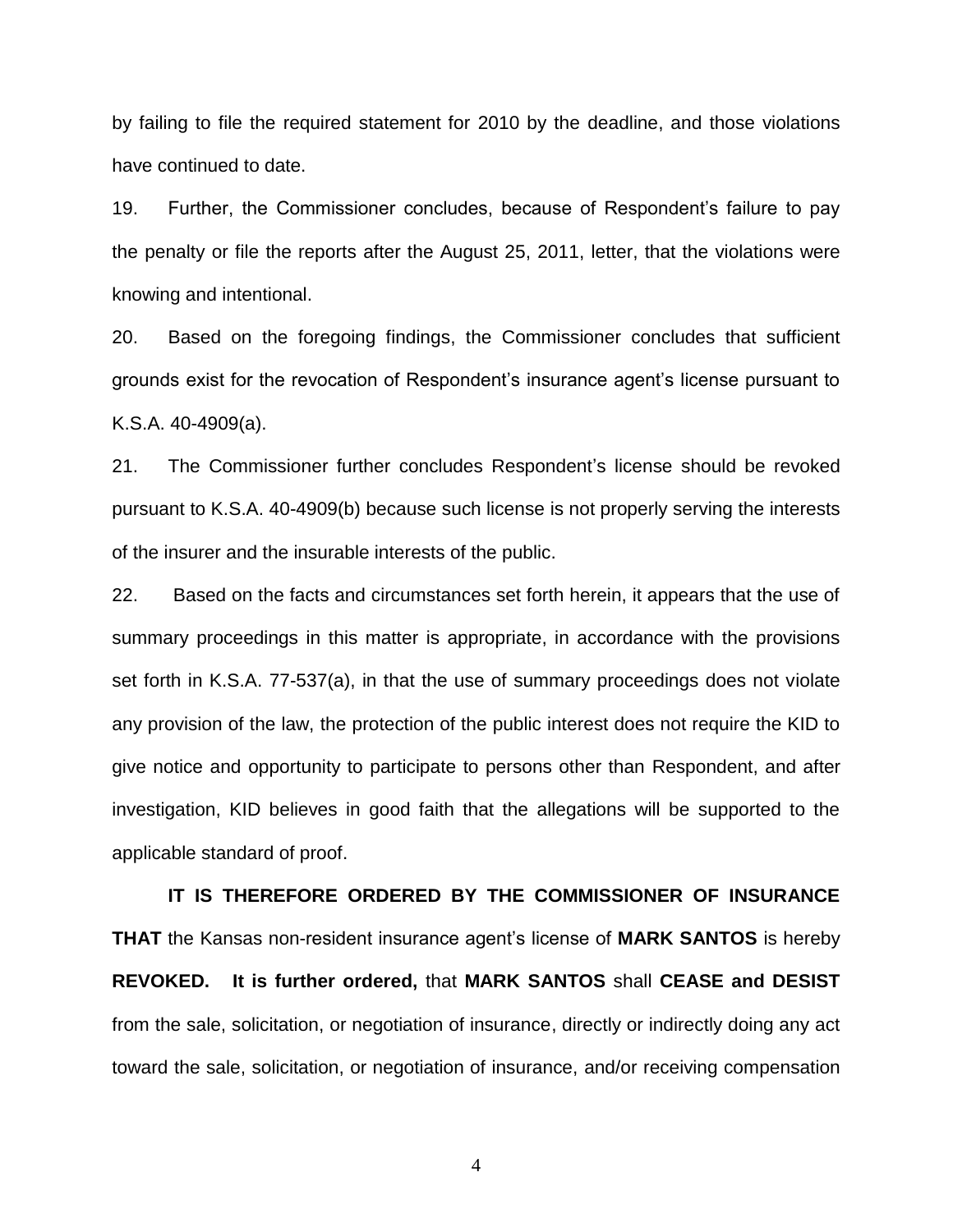by failing to file the required statement for 2010 by the deadline, and those violations have continued to date.

19. Further, the Commissioner concludes, because of Respondent's failure to pay the penalty or file the reports after the August 25, 2011, letter, that the violations were knowing and intentional.

20. Based on the foregoing findings, the Commissioner concludes that sufficient grounds exist for the revocation of Respondent's insurance agent's license pursuant to K.S.A. 40-4909(a).

21. The Commissioner further concludes Respondent's license should be revoked pursuant to K.S.A. 40-4909(b) because such license is not properly serving the interests of the insurer and the insurable interests of the public.

22. Based on the facts and circumstances set forth herein, it appears that the use of summary proceedings in this matter is appropriate, in accordance with the provisions set forth in K.S.A. 77-537(a), in that the use of summary proceedings does not violate any provision of the law, the protection of the public interest does not require the KID to give notice and opportunity to participate to persons other than Respondent, and after investigation, KID believes in good faith that the allegations will be supported to the applicable standard of proof.

**IT IS THEREFORE ORDERED BY THE COMMISSIONER OF INSURANCE THAT** the Kansas non-resident insurance agent's license of **MARK SANTOS** is hereby **REVOKED.** **It is further ordered,** that **MARK SANTOS** shall **CEASE and DESIST** from the sale, solicitation, or negotiation of insurance, directly or indirectly doing any act toward the sale, solicitation, or negotiation of insurance, and/or receiving compensation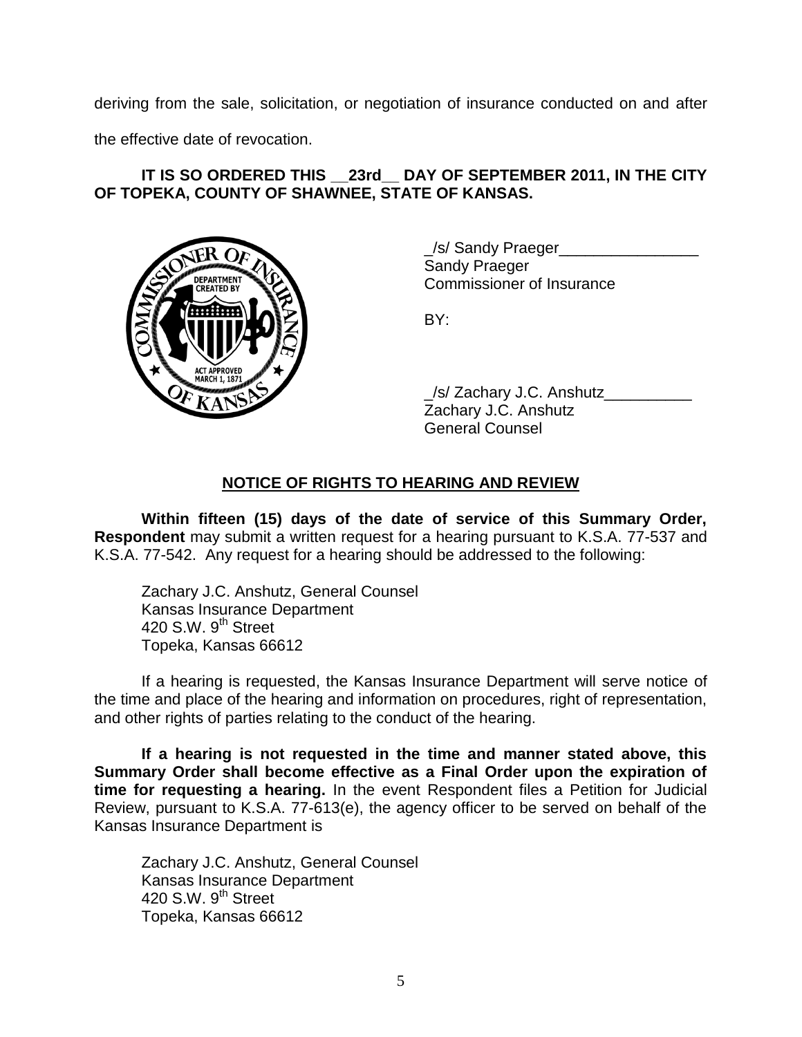deriving from the sale, solicitation, or negotiation of insurance conducted on and after the effective date of revocation.

**IT IS SO ORDERED THIS __23rd__ DAY OF SEPTEMBER 2011, IN THE CITY OF TOPEKA, COUNTY OF SHAWNEE, STATE OF KANSAS.**

_/s/ Sandy Praeger________________
Sandy Praeger
Commissioner of Insurance

BY:

_/s/ Zachary J.C. Anshutz__________
Zachary J.C. Anshutz
General Counsel

## NOTICE OF RIGHTS TO HEARING AND REVIEW

**Within fifteen (15) days of the date of service of this Summary Order, Respondent** may submit a written request for a hearing pursuant to K.S.A. 77-537 and K.S.A. 77-542. Any request for a hearing should be addressed to the following:

Zachary J.C. Anshutz, General Counsel
Kansas Insurance Department
420 S.W. 9th Street
Topeka, Kansas 66612

If a hearing is requested, the Kansas Insurance Department will serve notice of the time and place of the hearing and information on procedures, right of representation, and other rights of parties relating to the conduct of the hearing.

**If a hearing is not requested in the time and manner stated above, this Summary Order shall become effective as a Final Order upon the expiration of time for requesting a hearing.** In the event Respondent files a Petition for Judicial Review, pursuant to K.S.A. 77-613(e), the agency officer to be served on behalf of the Kansas Insurance Department is

Zachary J.C. Anshutz, General Counsel
Kansas Insurance Department
420 S.W. 9th Street
Topeka, Kansas 66612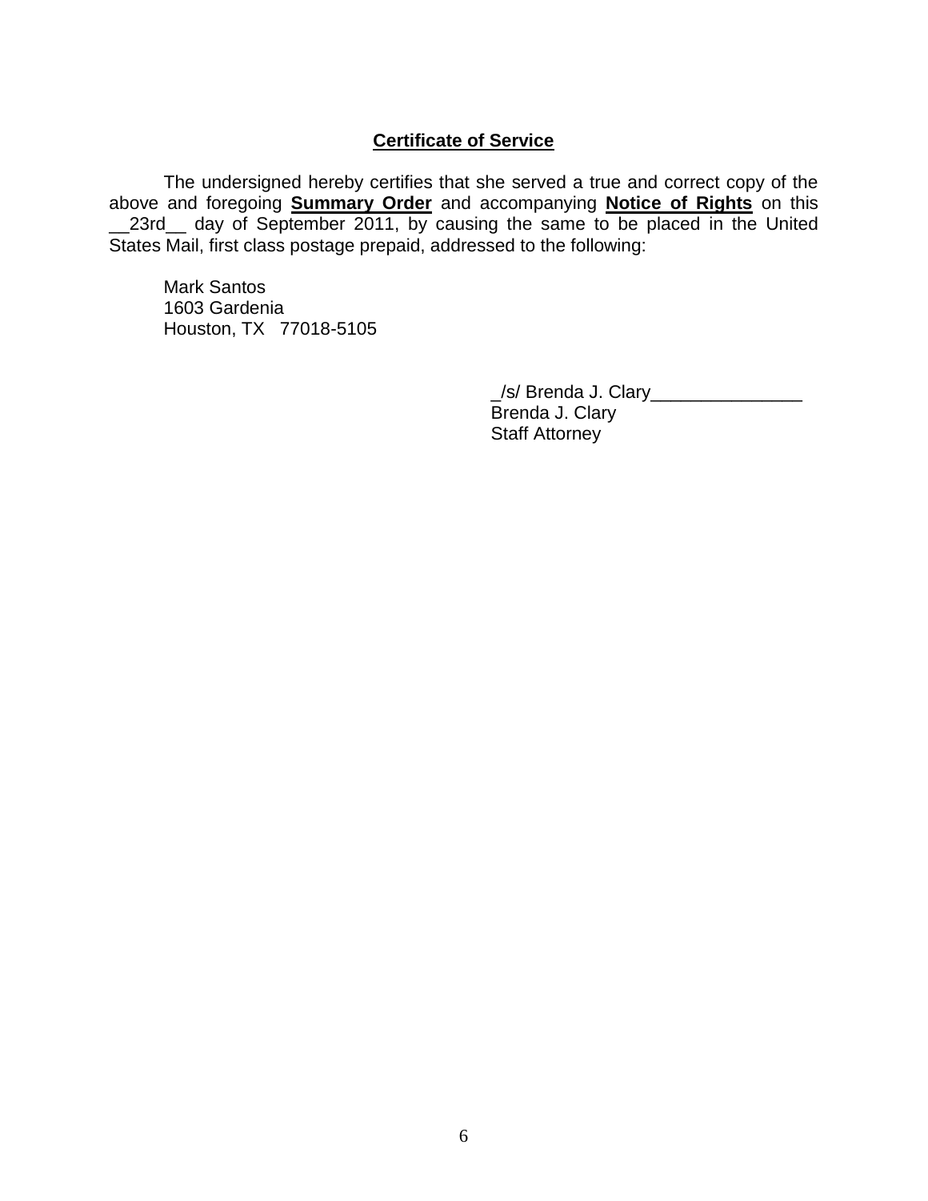**Certificate of Service**

The undersigned hereby certifies that she served a true and correct copy of the above and foregoing **Summary Order** and accompanying **Notice of Rights** on this __23rd__ day of September 2011, by causing the same to be placed in the United States Mail, first class postage prepaid, addressed to the following:

Mark Santos
1603 Gardenia
Houston, TX 77018-5105

_/s/ Brenda J. Clary_______________
Brenda J. Clary
Staff Attorney